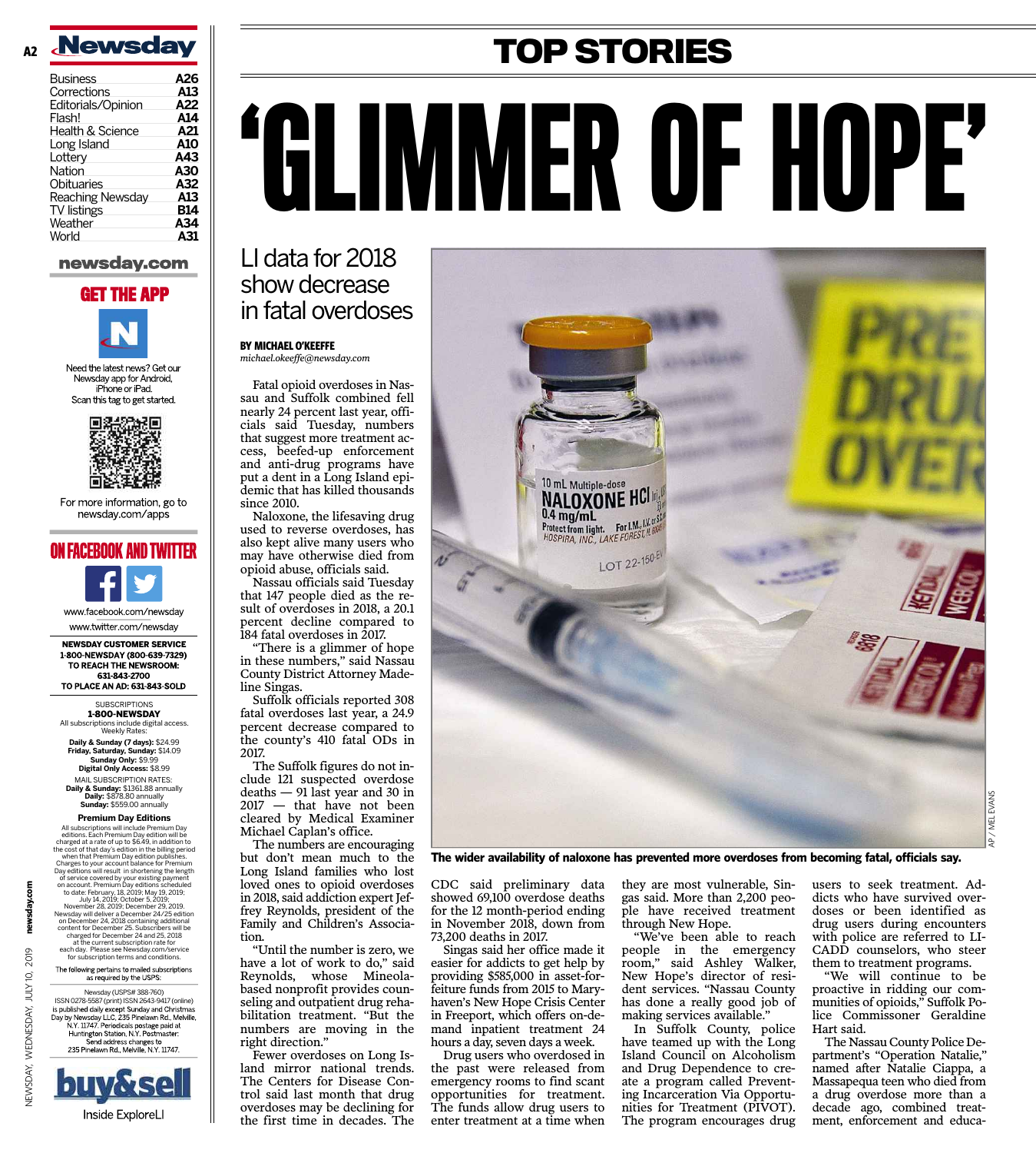# TOP STORIES

# 'GLIMMER OF HOPE'

## LI data for 2018 show decrease in fatal overdoses

**BY MICHAEL O'KEEFFE**
*michael.okeeffe@newsday.com*

Fatal opioid overdoses in Nassau and Suffolk combined fell nearly 24 percent last year, officials said Tuesday, numbers that suggest more treatment access, beefed-up enforcement and anti-drug programs have put a dent in a Long Island epidemic that has killed thousands since 2010.

Naloxone, the lifesaving drug used to reverse overdoses, has also kept alive many users who may have otherwise died from opioid abuse, officials said.

Nassau officials said Tuesday that 147 people died as the result of overdoses in 2018, a 20.1 percent decline compared to 184 fatal overdoses in 2017.

"There is a glimmer of hope in these numbers," said Nassau County District Attorney Madeline Singas.

Suffolk officials reported 308 fatal overdoses last year, a 24.9 percent decrease compared to the county's 410 fatal ODs in 2017.

The Suffolk figures do not include 121 suspected overdose deaths — 91 last year and 30 in 2017 — that have not been cleared by Medical Examiner Michael Caplan's office.

The numbers are encouraging but don't mean much to the Long Island families who lost loved ones to opioid overdoses in 2018, said addiction expert Jeffrey Reynolds, president of the Family and Children's Association.

"Until the number is zero, we have a lot of work to do," said Reynolds, whose Mineola-based nonprofit provides counseling and outpatient drug rehabilitation treatment. "But the numbers are moving in the right direction."

Fewer overdoses on Long Island mirror national trends. The Centers for Disease Control said last month that drug overdoses may be declining for the first time in decades. The CDC said preliminary data showed 69,100 overdose deaths for the 12 month-period ending in November 2018, down from 73,200 deaths in 2017.

Singas said her office made it easier for addicts to get help by providing $585,000 in asset-forfeiture funds from 2015 to Maryhaven's New Hope Crisis Center in Freeport, which offers on-demand inpatient treatment 24 hours a day, seven days a week.

Drug users who overdosed in the past were released from emergency rooms to find scant opportunities for treatment. The funds allow drug users to enter treatment at a time when they are most vulnerable, Singas said. More than 2,200 people have received treatment through New Hope.

"We've been able to reach people in the emergency room," said Ashley Walker, New Hope's director of resident services. "Nassau County has done a really good job of making services available."

In Suffolk County, police have teamed up with the Long Island Council on Alcoholism and Drug Dependence to create a program called Preventing Incarceration Via Opportunities for Treatment (PIVOT). The program encourages drug users to seek treatment. Addicts who have survived overdoses or been identified as drug users during encounters with police are referred to LICADD counselors, who steer them to treatment programs.

"We will continue to be proactive in ridding our communities of opioids," Suffolk Police Commissioner Geraldine Hart said.

The Nassau County Police Department's "Operation Natalie," named after Natalie Ciappa, a Massapequa teen who died from a drug overdose more than a decade ago, combined treatment, enforcement and educa-

AP / MEL EVANS

The wider availability of naloxone has prevented more overdoses from becoming fatal, officials say.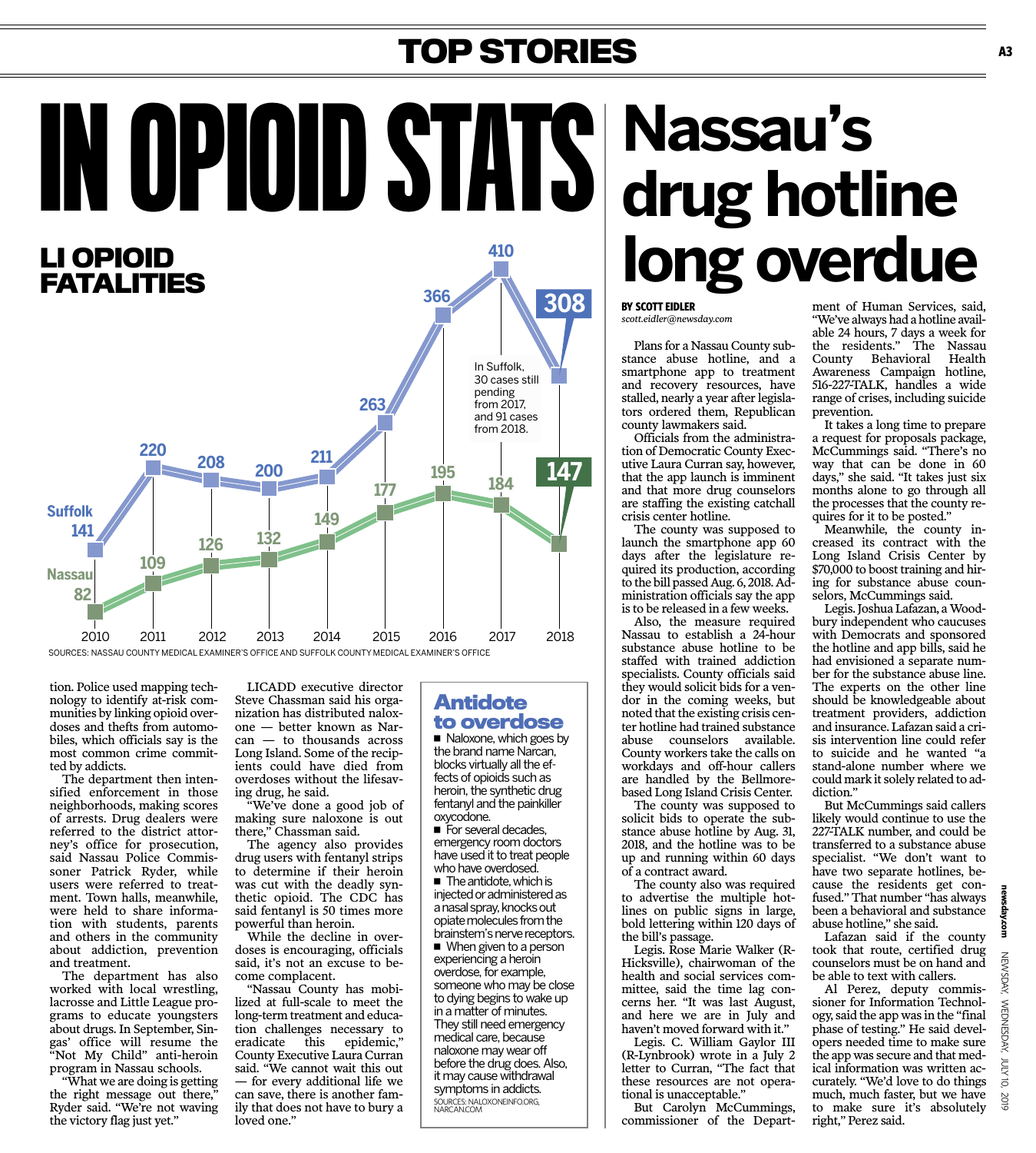# IN OPIOID STATS

## LI OPIOID FATALITIES

Suffolk

141
220
208
200
211
263
366
410
308

Nassau

82
109
126
132
149
177
195
184
147

2010 2011 2012 2013 2014 2015 2016 2017 2018

In Suffolk, 30 cases still pending from 2017, and 91 cases from 2018.

SOURCES: NASSAU COUNTY MEDICAL EXAMINER'S OFFICE AND SUFFOLK COUNTY MEDICAL EXAMINER'S OFFICE

tion. Police used mapping technology to identify at-risk communities by linking opioid overdoses and thefts from automobiles, which officials say is the most common crime committed by addicts.

The department then intensified enforcement in those neighborhoods, making scores of arrests. Drug dealers were referred to the district attorney's office for prosecution, said Nassau Police Commissioner Patrick Ryder, while users were referred to treatment. Town halls, meanwhile, were held to share information with students, parents and others in the community about addiction, prevention and treatment.

The department has also worked with local wrestling, lacrosse and Little League programs to educate youngsters about drugs. In September, Singas' office will resume the "Not My Child" anti-heroin program in Nassau schools.

"What we are doing is getting the right message out there," Ryder said. "We're not waving the victory flag just yet."

LICADD executive director Steve Chassman said his organization has distributed naloxone — better known as Narcan — to thousands across Long Island. Some of the recipients could have died from overdoses without the lifesaving drug, he said.

"We've done a good job of making sure naloxone is out there," Chassman said.

The agency also provides drug users with fentanyl strips to determine if their heroin was cut with the deadly synthetic opioid. The CDC has said fentanyl is 50 times more powerful than heroin.

While the decline in overdoses is encouraging, officials said, it's not an excuse to become complacent.

"Nassau County has mobilized at full-scale to meet the long-term treatment and education challenges necessary to eradicate this epidemic," County Executive Laura Curran said. "We cannot wait this out — for every additional life we can save, there is another family that does not have to bury a loved one."

### Antidote to overdose

- Naloxone, which goes by the brand name Narcan, blocks virtually all the effects of opioids such as heroin, the synthetic drug fentanyl and the painkiller oxycodone.
- For several decades, emergency room doctors have used it to treat people who have overdosed.
- The antidote, which is injected or administered as a nasal spray, knocks out opiate molecules from the brainstem's nerve receptors.
- When given to a person experiencing a heroin overdose, for example, someone who may be close to dying begins to wake up in a matter of minutes. They still need emergency medical care, because naloxone may wear off before the drug does. Also, it may cause withdrawal symptoms in addicts.

SOURCES: NALOXONEINFO.ORG, NARCAN.COM

# Nassau's drug hotline long overdue

**BY SCOTT EIDLER**
*scott.eidler@newsday.com*

Plans for a Nassau County substance abuse hotline, and a smartphone app to treatment and recovery resources, have stalled, nearly a year after legislators ordered them, Republican county lawmakers said.

Officials from the administration of Democratic County Executive Laura Curran say, however, that the app launch is imminent and that more drug counselors are staffing the existing catchall crisis center hotline.

The county was supposed to launch the smartphone app 60 days after the legislature required its production, according to the bill passed Aug. 6, 2018. Administration officials say the app is to be released in a few weeks.

Also, the measure required Nassau to establish a 24-hour substance abuse hotline to be staffed with trained addiction specialists. County officials said they would solicit bids for a vendor in the coming weeks, but noted that the existing crisis center hotline had trained substance abuse counselors available. County workers take the calls on workdays and off-hour callers are handled by the Bellmore-based Long Island Crisis Center.

The county was supposed to solicit bids to operate the substance abuse hotline by Aug. 31, 2018, and the hotline was to be up and running within 60 days of a contract award.

The county also was required to advertise the multiple hotlines on public signs in large, bold lettering within 120 days of the bill's passage.

Legis. Rose Marie Walker (R-Hicksville), chairwoman of the health and social services committee, said the time lag concerns her. "It was last August, and here we are in July and haven't moved forward with it."

Legis. C. William Gaylor III (R-Lynbrook) wrote in a July 2 letter to Curran, "The fact that these resources are not operational is unacceptable."

But Carolyn McCummings, commissioner of the Department of Human Services, said, "We've always had a hotline available 24 hours, 7 days a week for the residents." The Nassau County Behavioral Health Awareness Campaign hotline, 516-227-TALK, handles a wide range of crises, including suicide prevention.

It takes a long time to prepare a request for proposals package, McCummings said. "There's no way that can be done in 60 days," she said. "It takes just six months alone to go through all the processes that the county requires for it to be posted."

Meanwhile, the county increased its contract with the Long Island Crisis Center by $70,000 to boost training and hiring for substance abuse counselors, McCummings said.

Legis. Joshua Lafazan, a Woodbury independent who caucuses with Democrats and sponsored the hotline and app bills, said he had envisioned a separate number for the substance abuse line. The experts on the other line should be knowledgeable about treatment providers, addiction and insurance. Lafazan said a crisis intervention line could refer to suicide and he wanted "a stand-alone number where we could mark it solely related to addiction."

But McCummings said callers likely would continue to use the 227-TALK number, and could be transferred to a substance abuse specialist. "We don't want to have two separate hotlines, because the residents get confused." That number "has always been a behavioral and substance abuse hotline," she said.

Lafazan said if the county took that route, certified drug counselors must be on hand and be able to text with callers.

Al Perez, deputy commissioner for Information Technology, said the app was in the "final phase of testing." He said developers needed time to make sure the app was secure and that medical information was written accurately. "We'd love to do things much, much faster, but we have to make sure it's absolutely right," Perez said.